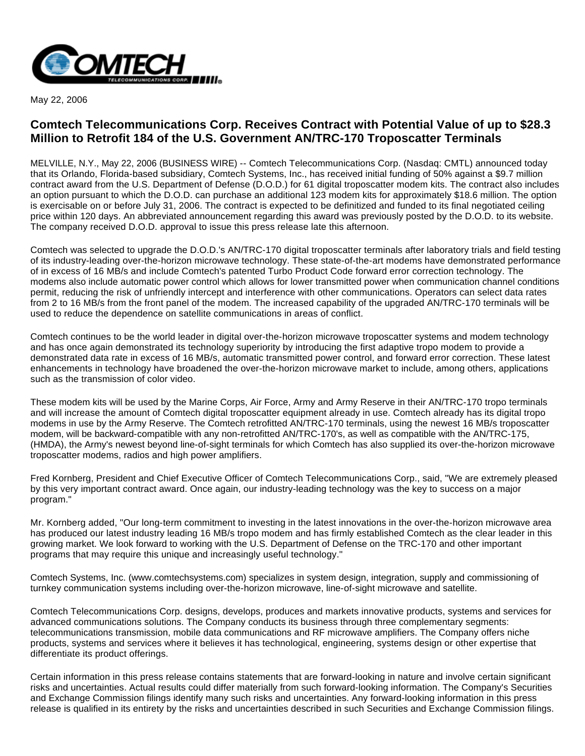May 22, 2006

# Comtech Telecommunications Corp. Receives Contract with Potential Value of up to $28.3 Million to Retrofit 184 of the U.S. Government AN/TRC-170 Troposcatter Terminals

MELVILLE, N.Y., May 22, 2006 (BUSINESS WIRE) -- Comtech Telecommunications Corp. (Nasdaq: CMTL) announced today that its Orlando, Florida-based subsidiary, Comtech Systems, Inc., has received initial funding of 50% against a $9.7 million contract award from the U.S. Department of Defense (D.O.D.) for 61 digital troposcatter modem kits. The contract also includes an option pursuant to which the D.O.D. can purchase an additional 123 modem kits for approximately $18.6 million. The option is exercisable on or before July 31, 2006. The contract is expected to be definitized and funded to its final negotiated ceiling price within 120 days. An abbreviated announcement regarding this award was previously posted by the D.O.D. to its website. The company received D.O.D. approval to issue this press release late this afternoon.

Comtech was selected to upgrade the D.O.D.'s AN/TRC-170 digital troposcatter terminals after laboratory trials and field testing of its industry-leading over-the-horizon microwave technology. These state-of-the-art modems have demonstrated performance of in excess of 16 MB/s and include Comtech's patented Turbo Product Code forward error correction technology. The modems also include automatic power control which allows for lower transmitted power when communication channel conditions permit, reducing the risk of unfriendly intercept and interference with other communications. Operators can select data rates from 2 to 16 MB/s from the front panel of the modem. The increased capability of the upgraded AN/TRC-170 terminals will be used to reduce the dependence on satellite communications in areas of conflict.

Comtech continues to be the world leader in digital over-the-horizon microwave troposcatter systems and modem technology and has once again demonstrated its technology superiority by introducing the first adaptive tropo modem to provide a demonstrated data rate in excess of 16 MB/s, automatic transmitted power control, and forward error correction. These latest enhancements in technology have broadened the over-the-horizon microwave market to include, among others, applications such as the transmission of color video.

These modem kits will be used by the Marine Corps, Air Force, Army and Army Reserve in their AN/TRC-170 tropo terminals and will increase the amount of Comtech digital troposcatter equipment already in use. Comtech already has its digital tropo modems in use by the Army Reserve. The Comtech retrofitted AN/TRC-170 terminals, using the newest 16 MB/s troposcatter modem, will be backward-compatible with any non-retrofitted AN/TRC-170's, as well as compatible with the AN/TRC-175, (HMDA), the Army's newest beyond line-of-sight terminals for which Comtech has also supplied its over-the-horizon microwave troposcatter modems, radios and high power amplifiers.

Fred Kornberg, President and Chief Executive Officer of Comtech Telecommunications Corp., said, "We are extremely pleased by this very important contract award. Once again, our industry-leading technology was the key to success on a major program."

Mr. Kornberg added, "Our long-term commitment to investing in the latest innovations in the over-the-horizon microwave area has produced our latest industry leading 16 MB/s tropo modem and has firmly established Comtech as the clear leader in this growing market. We look forward to working with the U.S. Department of Defense on the TRC-170 and other important programs that may require this unique and increasingly useful technology."

Comtech Systems, Inc. (www.comtechsystems.com) specializes in system design, integration, supply and commissioning of turnkey communication systems including over-the-horizon microwave, line-of-sight microwave and satellite.

Comtech Telecommunications Corp. designs, develops, produces and markets innovative products, systems and services for advanced communications solutions. The Company conducts its business through three complementary segments: telecommunications transmission, mobile data communications and RF microwave amplifiers. The Company offers niche products, systems and services where it believes it has technological, engineering, systems design or other expertise that differentiate its product offerings.

Certain information in this press release contains statements that are forward-looking in nature and involve certain significant risks and uncertainties. Actual results could differ materially from such forward-looking information. The Company's Securities and Exchange Commission filings identify many such risks and uncertainties. Any forward-looking information in this press release is qualified in its entirety by the risks and uncertainties described in such Securities and Exchange Commission filings.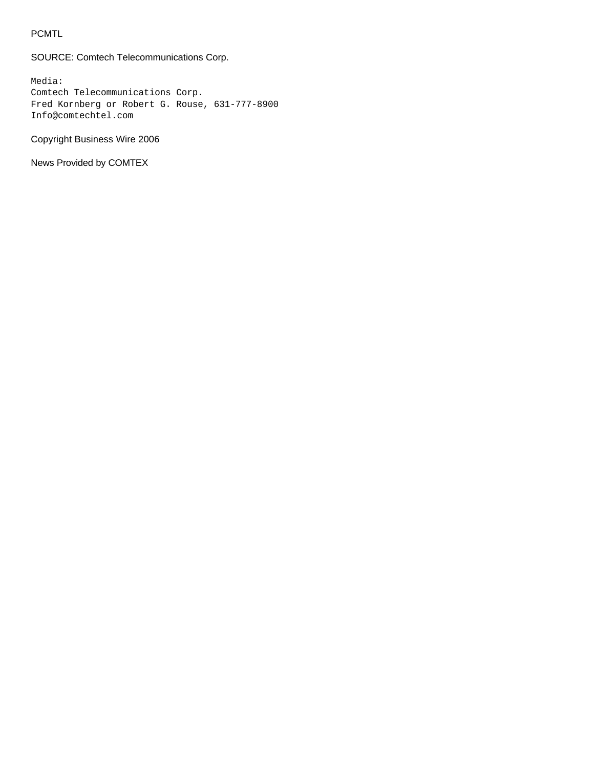PCMTL

SOURCE: Comtech Telecommunications Corp.

```
Media:
Comtech Telecommunications Corp.
Fred Kornberg or Robert G. Rouse, 631-777-8900
Info@comtechtel.com
```

Copyright Business Wire 2006

News Provided by COMTEX